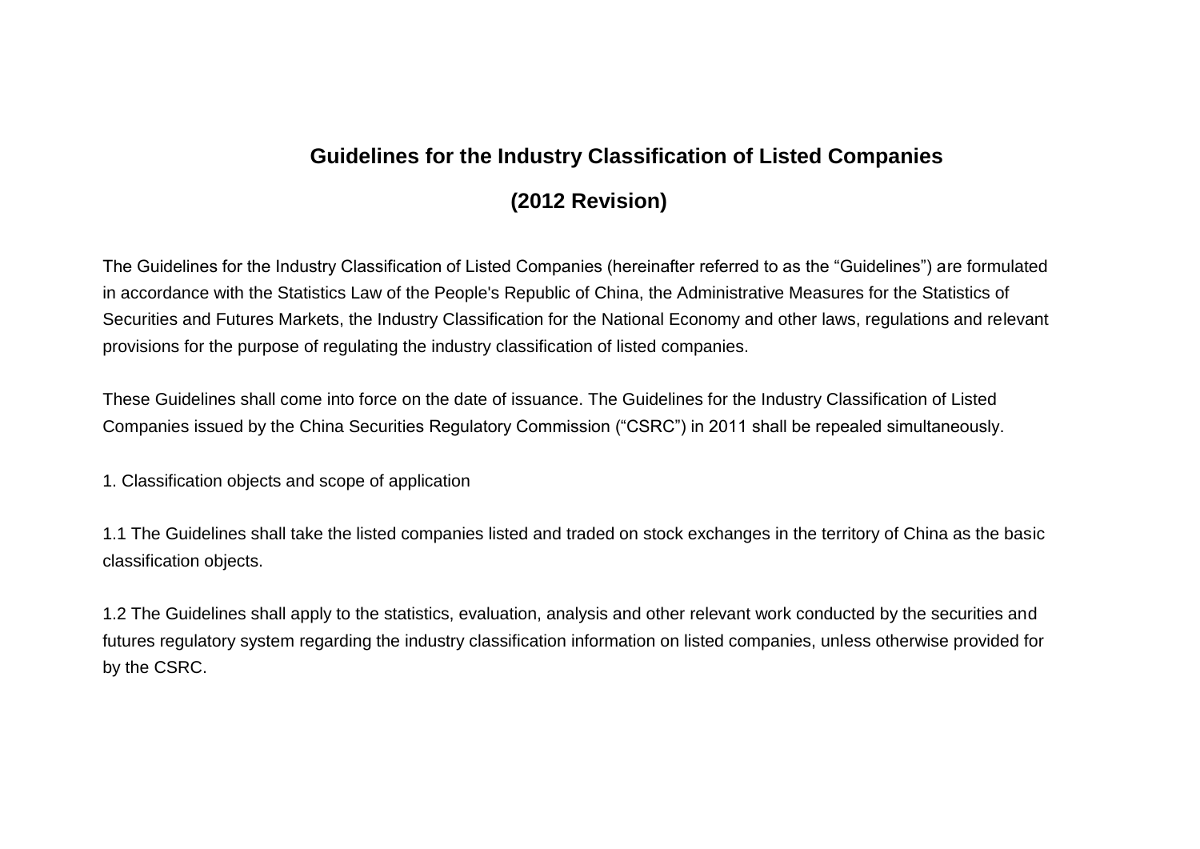# Guidelines for the Industry Classification of Listed Companies

## (2012 Revision)

The Guidelines for the Industry Classification of Listed Companies (hereinafter referred to as the "Guidelines") are formulated in accordance with the Statistics Law of the People's Republic of China, the Administrative Measures for the Statistics of Securities and Futures Markets, the Industry Classification for the National Economy and other laws, regulations and relevant provisions for the purpose of regulating the industry classification of listed companies.

These Guidelines shall come into force on the date of issuance. The Guidelines for the Industry Classification of Listed Companies issued by the China Securities Regulatory Commission ("CSRC") in 2011 shall be repealed simultaneously.

1. Classification objects and scope of application

1.1 The Guidelines shall take the listed companies listed and traded on stock exchanges in the territory of China as the basic classification objects.

1.2 The Guidelines shall apply to the statistics, evaluation, analysis and other relevant work conducted by the securities and futures regulatory system regarding the industry classification information on listed companies, unless otherwise provided for by the CSRC.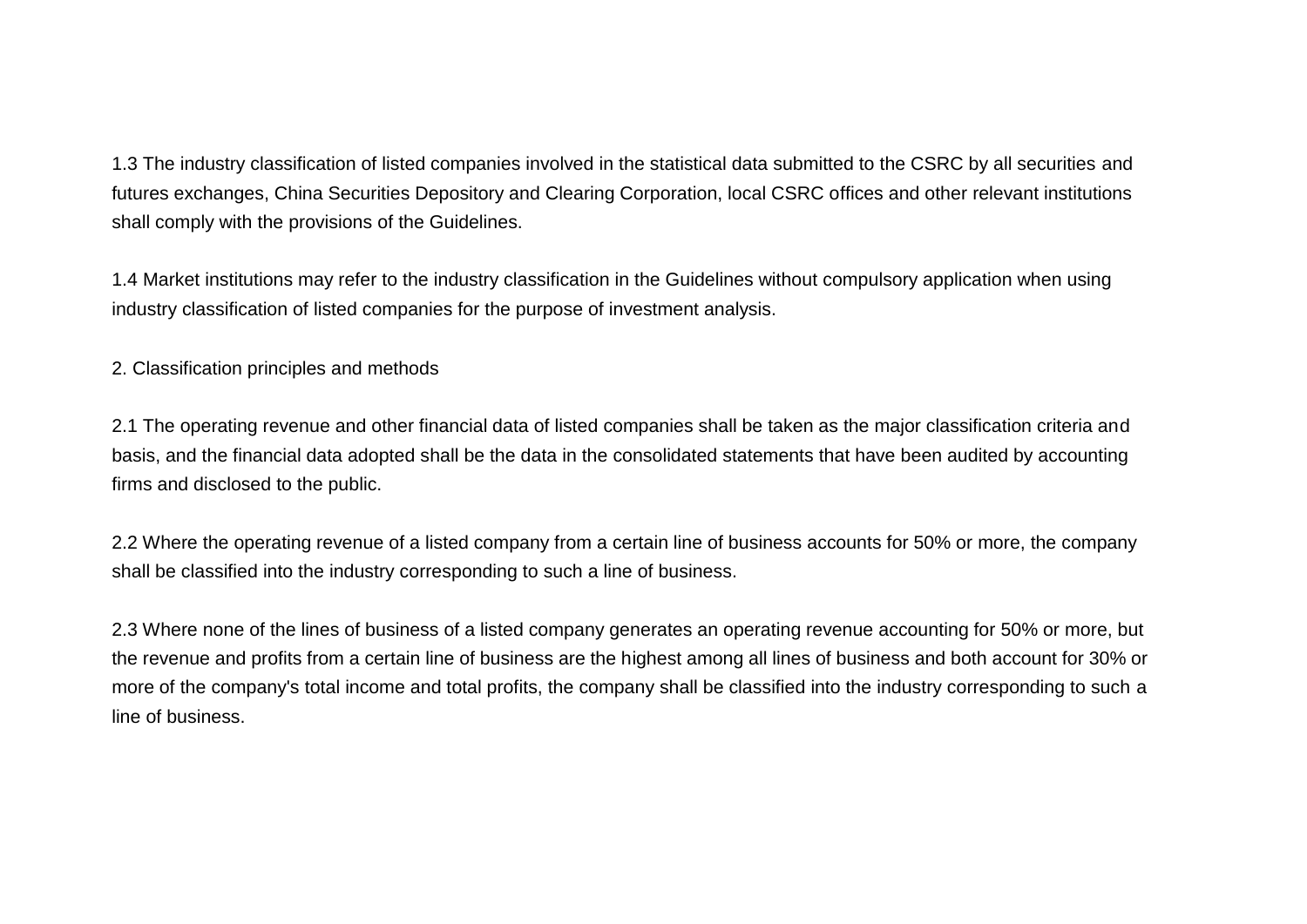1.3 The industry classification of listed companies involved in the statistical data submitted to the CSRC by all securities and futures exchanges, China Securities Depository and Clearing Corporation, local CSRC offices and other relevant institutions shall comply with the provisions of the Guidelines.

1.4 Market institutions may refer to the industry classification in the Guidelines without compulsory application when using industry classification of listed companies for the purpose of investment analysis.

## 2. Classification principles and methods

2.1 The operating revenue and other financial data of listed companies shall be taken as the major classification criteria and basis, and the financial data adopted shall be the data in the consolidated statements that have been audited by accounting firms and disclosed to the public.

2.2 Where the operating revenue of a listed company from a certain line of business accounts for 50% or more, the company shall be classified into the industry corresponding to such a line of business.

2.3 Where none of the lines of business of a listed company generates an operating revenue accounting for 50% or more, but the revenue and profits from a certain line of business are the highest among all lines of business and both account for 30% or more of the company's total income and total profits, the company shall be classified into the industry corresponding to such a line of business.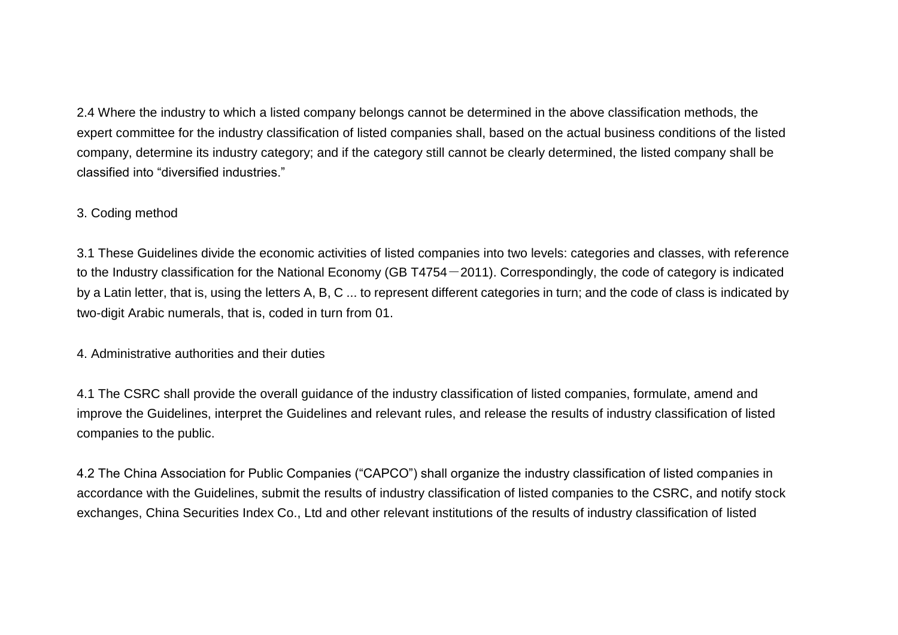2.4 Where the industry to which a listed company belongs cannot be determined in the above classification methods, the expert committee for the industry classification of listed companies shall, based on the actual business conditions of the listed company, determine its industry category; and if the category still cannot be clearly determined, the listed company shall be classified into “diversified industries.”

## 3. Coding method

3.1 These Guidelines divide the economic activities of listed companies into two levels: categories and classes, with reference to the Industry classification for the National Economy (GB T4754－2011). Correspondingly, the code of category is indicated by a Latin letter, that is, using the letters A, B, C ... to represent different categories in turn; and the code of class is indicated by two-digit Arabic numerals, that is, coded in turn from 01.

## 4. Administrative authorities and their duties

4.1 The CSRC shall provide the overall guidance of the industry classification of listed companies, formulate, amend and improve the Guidelines, interpret the Guidelines and relevant rules, and release the results of industry classification of listed companies to the public.

4.2 The China Association for Public Companies (“CAPCO”) shall organize the industry classification of listed companies in accordance with the Guidelines, submit the results of industry classification of listed companies to the CSRC, and notify stock exchanges, China Securities Index Co., Ltd and other relevant institutions of the results of industry classification of listed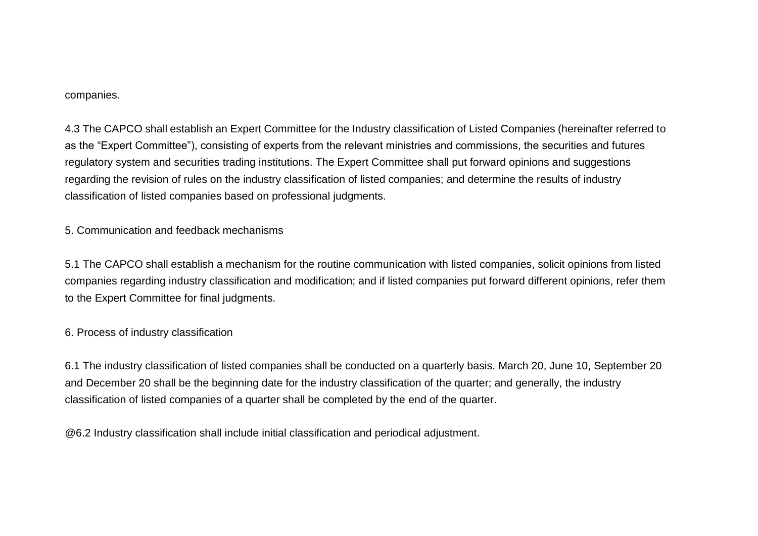companies.

4.3 The CAPCO shall establish an Expert Committee for the Industry classification of Listed Companies (hereinafter referred to as the “Expert Committee”), consisting of experts from the relevant ministries and commissions, the securities and futures regulatory system and securities trading institutions. The Expert Committee shall put forward opinions and suggestions regarding the revision of rules on the industry classification of listed companies; and determine the results of industry classification of listed companies based on professional judgments.

5. Communication and feedback mechanisms

5.1 The CAPCO shall establish a mechanism for the routine communication with listed companies, solicit opinions from listed companies regarding industry classification and modification; and if listed companies put forward different opinions, refer them to the Expert Committee for final judgments.

6. Process of industry classification

6.1 The industry classification of listed companies shall be conducted on a quarterly basis. March 20, June 10, September 20 and December 20 shall be the beginning date for the industry classification of the quarter; and generally, the industry classification of listed companies of a quarter shall be completed by the end of the quarter.

@6.2 Industry classification shall include initial classification and periodical adjustment.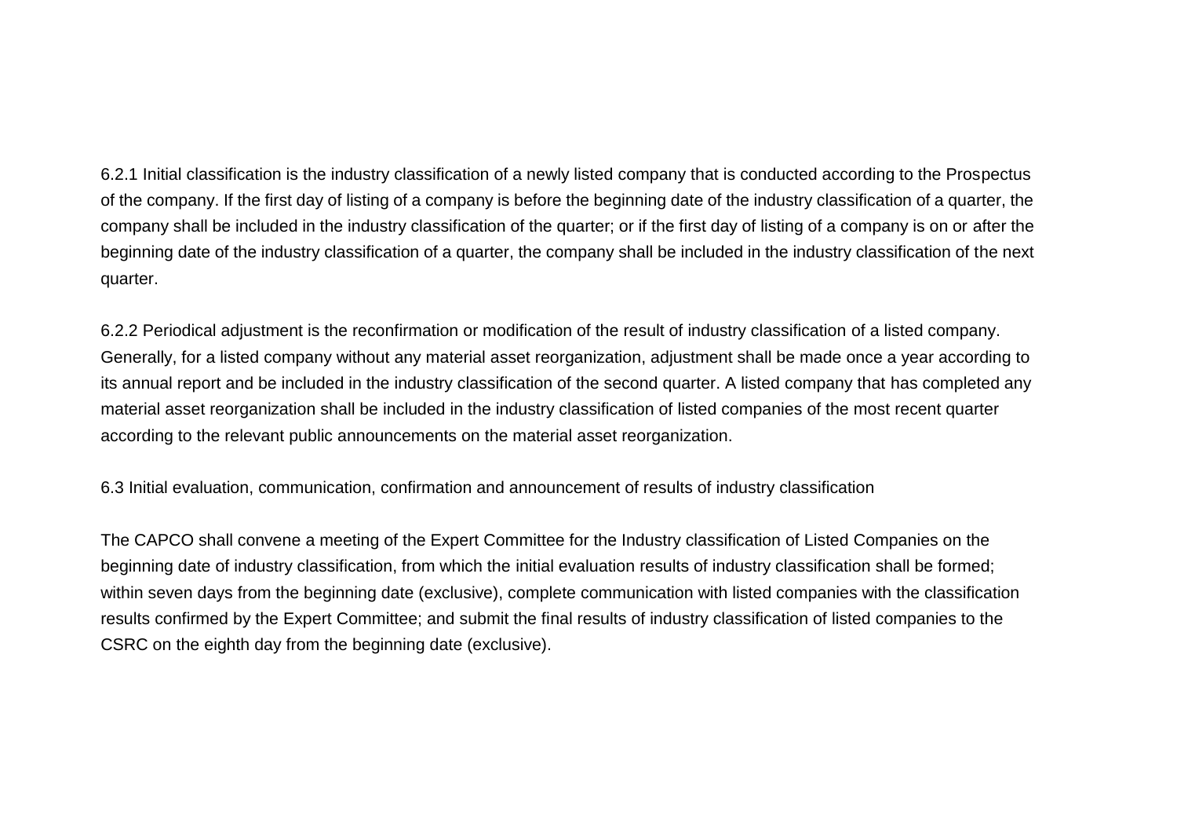6.2.1 Initial classification is the industry classification of a newly listed company that is conducted according to the Prospectus of the company. If the first day of listing of a company is before the beginning date of the industry classification of a quarter, the company shall be included in the industry classification of the quarter; or if the first day of listing of a company is on or after the beginning date of the industry classification of a quarter, the company shall be included in the industry classification of the next quarter.

6.2.2 Periodical adjustment is the reconfirmation or modification of the result of industry classification of a listed company. Generally, for a listed company without any material asset reorganization, adjustment shall be made once a year according to its annual report and be included in the industry classification of the second quarter. A listed company that has completed any material asset reorganization shall be included in the industry classification of listed companies of the most recent quarter according to the relevant public announcements on the material asset reorganization.

6.3 Initial evaluation, communication, confirmation and announcement of results of industry classification

The CAPCO shall convene a meeting of the Expert Committee for the Industry classification of Listed Companies on the beginning date of industry classification, from which the initial evaluation results of industry classification shall be formed; within seven days from the beginning date (exclusive), complete communication with listed companies with the classification results confirmed by the Expert Committee; and submit the final results of industry classification of listed companies to the CSRC on the eighth day from the beginning date (exclusive).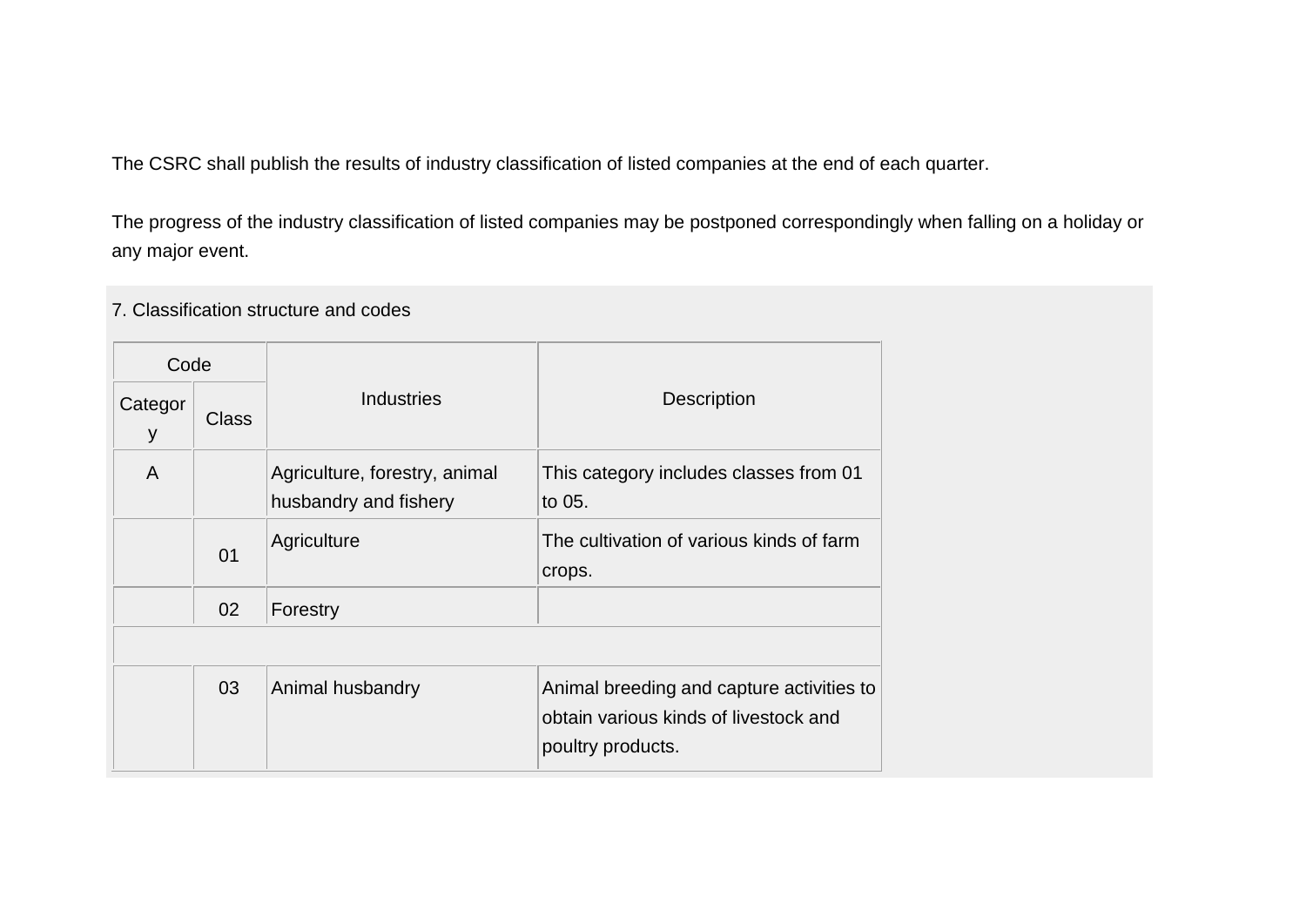The CSRC shall publish the results of industry classification of listed companies at the end of each quarter.

The progress of the industry classification of listed companies may be postponed correspondingly when falling on a holiday or any major event.

7. Classification structure and codes

| Code | | Industries | Description |
|---|---|---|---|
| Category | Class | | |
| A | | Agriculture, forestry, animal husbandry and fishery | This category includes classes from 01 to 05. |
| | 01 | Agriculture | The cultivation of various kinds of farm crops. |
| | 02 | Forestry | |
| | | | |
| | 03 | Animal husbandry | Animal breeding and capture activities to obtain various kinds of livestock and poultry products. |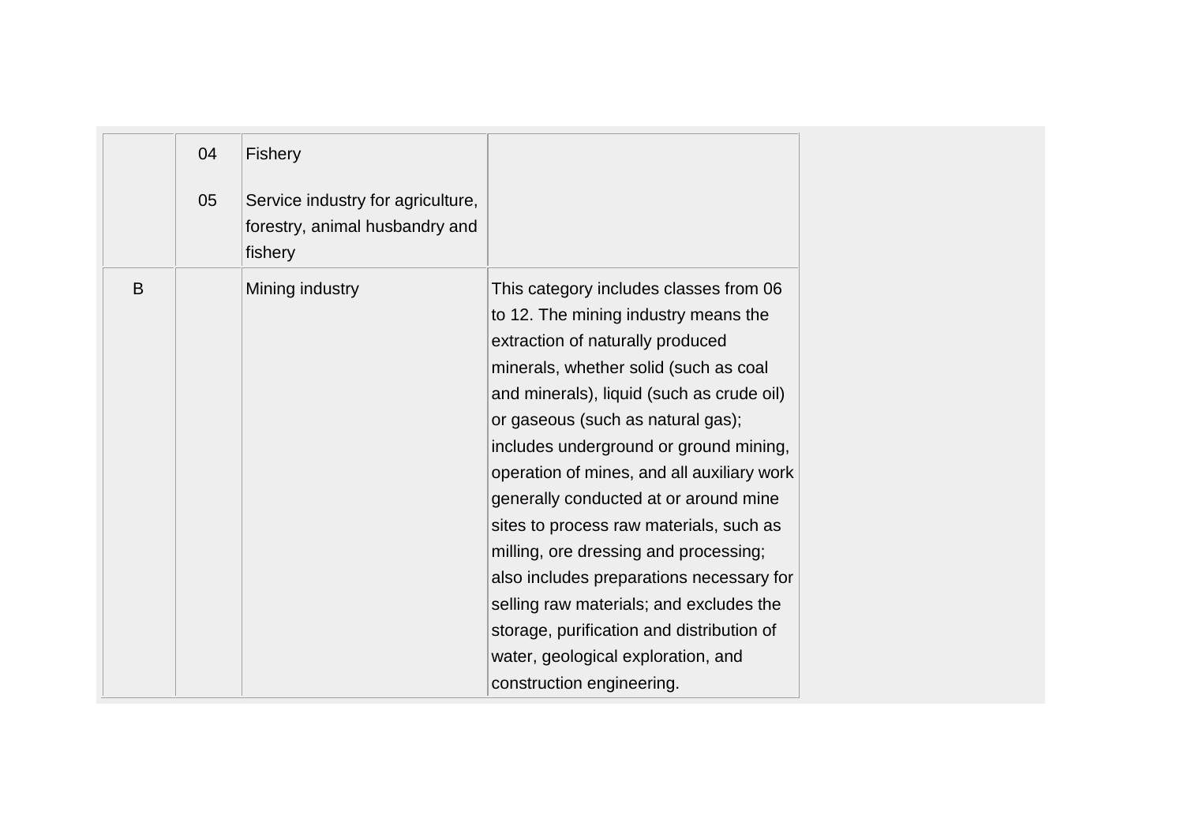| | | | |
|---|---|---|---|
| | 04 | Fishery | |
| | 05 | Service industry for agriculture, forestry, animal husbandry and fishery | |
| B | | Mining industry | This category includes classes from 06 to 12. The mining industry means the extraction of naturally produced minerals, whether solid (such as coal and minerals), liquid (such as crude oil) or gaseous (such as natural gas); includes underground or ground mining, operation of mines, and all auxiliary work generally conducted at or around mine sites to process raw materials, such as milling, ore dressing and processing; also includes preparations necessary for selling raw materials; and excludes the storage, purification and distribution of water, geological exploration, and construction engineering. |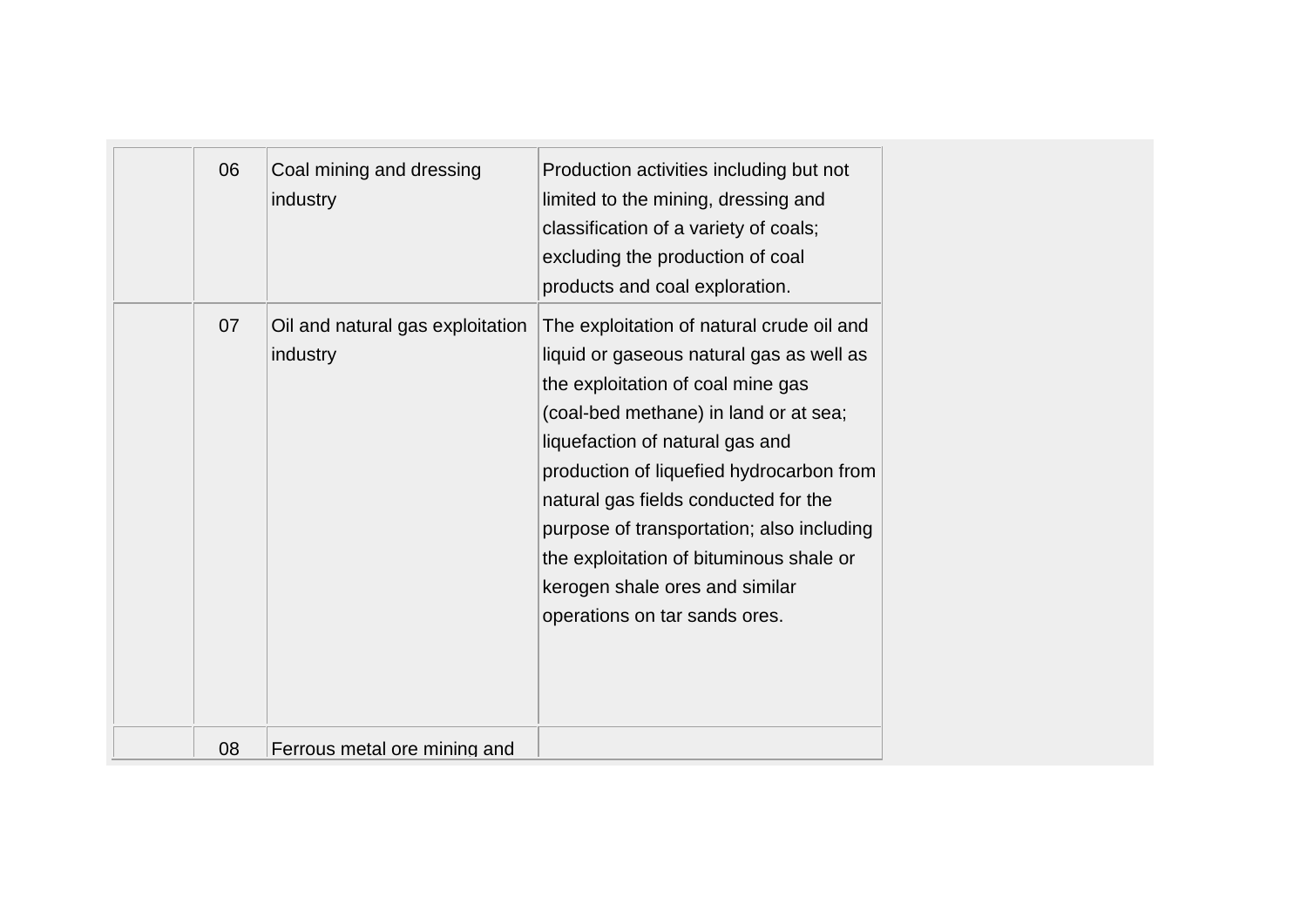| | | | |
|---|---|---|---|
| | 06 | Coal mining and dressing industry | Production activities including but not limited to the mining, dressing and classification of a variety of coals; excluding the production of coal products and coal exploration. |
| | 07 | Oil and natural gas exploitation industry | The exploitation of natural crude oil and liquid or gaseous natural gas as well as the exploitation of coal mine gas (coal-bed methane) in land or at sea; liquefaction of natural gas and production of liquefied hydrocarbon from natural gas fields conducted for the purpose of transportation; also including the exploitation of bituminous shale or kerogen shale ores and similar operations on tar sands ores. |
| | 08 | Ferrous metal ore mining and | |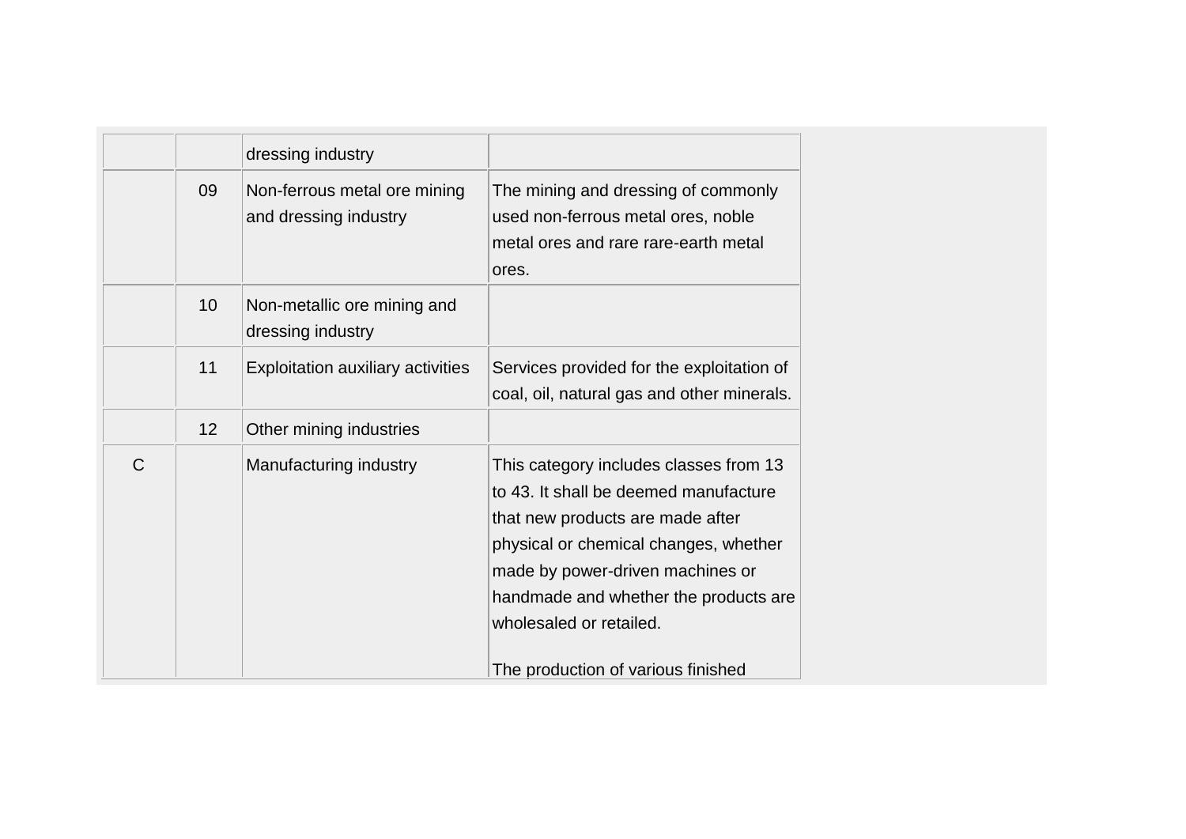| | | | |
|---|---|---|---|
| | | dressing industry | |
| | 09 | Non-ferrous metal ore mining and dressing industry | The mining and dressing of commonly used non-ferrous metal ores, noble metal ores and rare rare-earth metal ores. |
| | 10 | Non-metallic ore mining and dressing industry | |
| | 11 | Exploitation auxiliary activities | Services provided for the exploitation of coal, oil, natural gas and other minerals. |
| | 12 | Other mining industries | |
| C | | Manufacturing industry | This category includes classes from 13 to 43. It shall be deemed manufacture that new products are made after physical or chemical changes, whether made by power-driven machines or handmade and whether the products are wholesaled or retailed.<br><br>The production of various finished |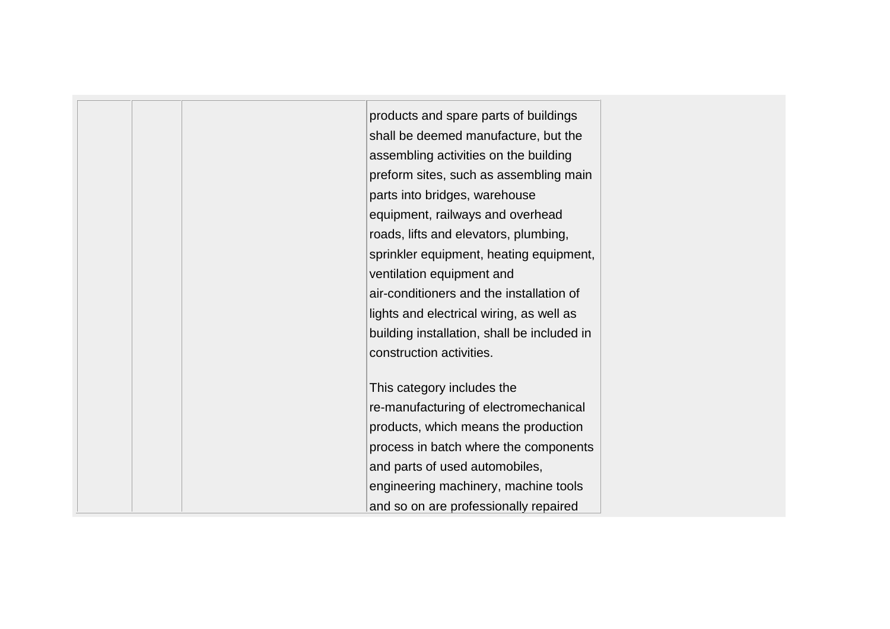|  |  |  | products and spare parts of buildings shall be deemed manufacture, but the assembling activities on the building preform sites, such as assembling main parts into bridges, warehouse equipment, railways and overhead roads, lifts and elevators, plumbing, sprinkler equipment, heating equipment, ventilation equipment and air-conditioners and the installation of lights and electrical wiring, as well as building installation, shall be included in construction activities.<br><br>This category includes the re-manufacturing of electromechanical products, which means the production process in batch where the components and parts of used automobiles, engineering machinery, machine tools and so on are professionally repaired |
| --- | --- | --- | --- |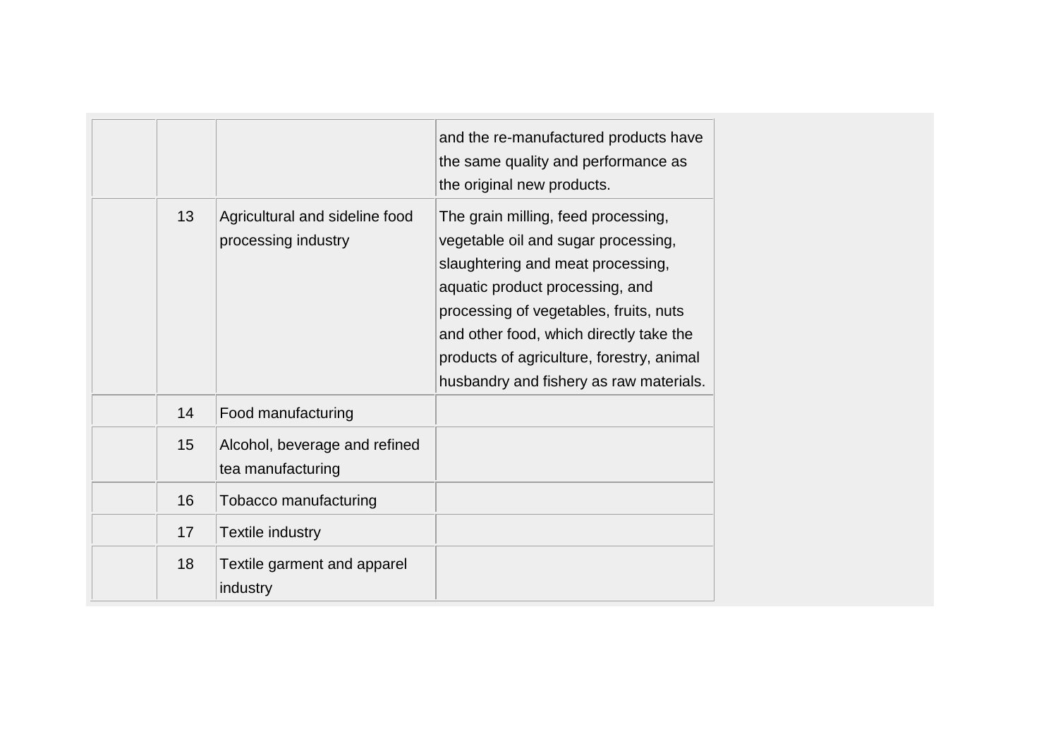| | | | |
|---|---|---|---|
| | | | and the re-manufactured products have the same quality and performance as the original new products. |
| | 13 | Agricultural and sideline food processing industry | The grain milling, feed processing, vegetable oil and sugar processing, slaughtering and meat processing, aquatic product processing, and processing of vegetables, fruits, nuts and other food, which directly take the products of agriculture, forestry, animal husbandry and fishery as raw materials. |
| | 14 | Food manufacturing | |
| | 15 | Alcohol, beverage and refined tea manufacturing | |
| | 16 | Tobacco manufacturing | |
| | 17 | Textile industry | |
| | 18 | Textile garment and apparel industry | |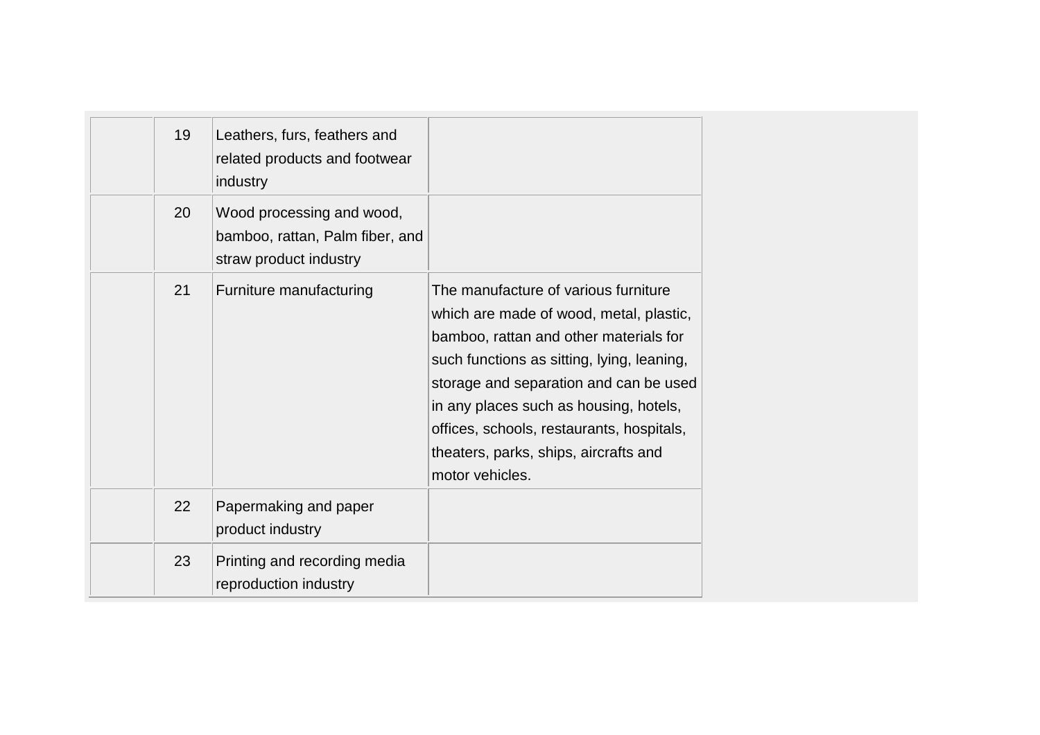| | | | |
|---|---|---|---|
| | 19 | Leathers, furs, feathers and related products and footwear industry | |
| | 20 | Wood processing and wood, bamboo, rattan, Palm fiber, and straw product industry | |
| | 21 | Furniture manufacturing | The manufacture of various furniture which are made of wood, metal, plastic, bamboo, rattan and other materials for such functions as sitting, lying, leaning, storage and separation and can be used in any places such as housing, hotels, offices, schools, restaurants, hospitals, theaters, parks, ships, aircrafts and motor vehicles. |
| | 22 | Papermaking and paper product industry | |
| | 23 | Printing and recording media reproduction industry | |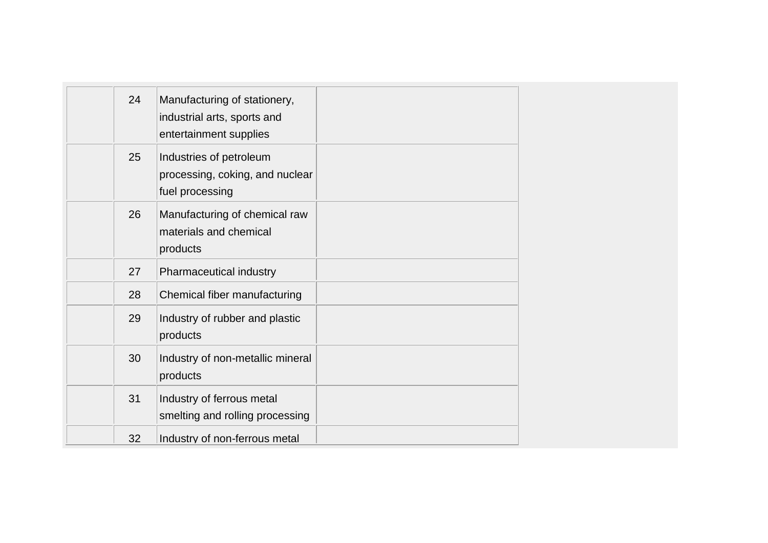| | | | |
|---|---|---|---|
| | 24 | Manufacturing of stationery, industrial arts, sports and entertainment supplies | |
| | 25 | Industries of petroleum processing, coking, and nuclear fuel processing | |
| | 26 | Manufacturing of chemical raw materials and chemical products | |
| | 27 | Pharmaceutical industry | |
| | 28 | Chemical fiber manufacturing | |
| | 29 | Industry of rubber and plastic products | |
| | 30 | Industry of non-metallic mineral products | |
| | 31 | Industry of ferrous metal smelting and rolling processing | |
| | 32 | Industry of non-ferrous metal | |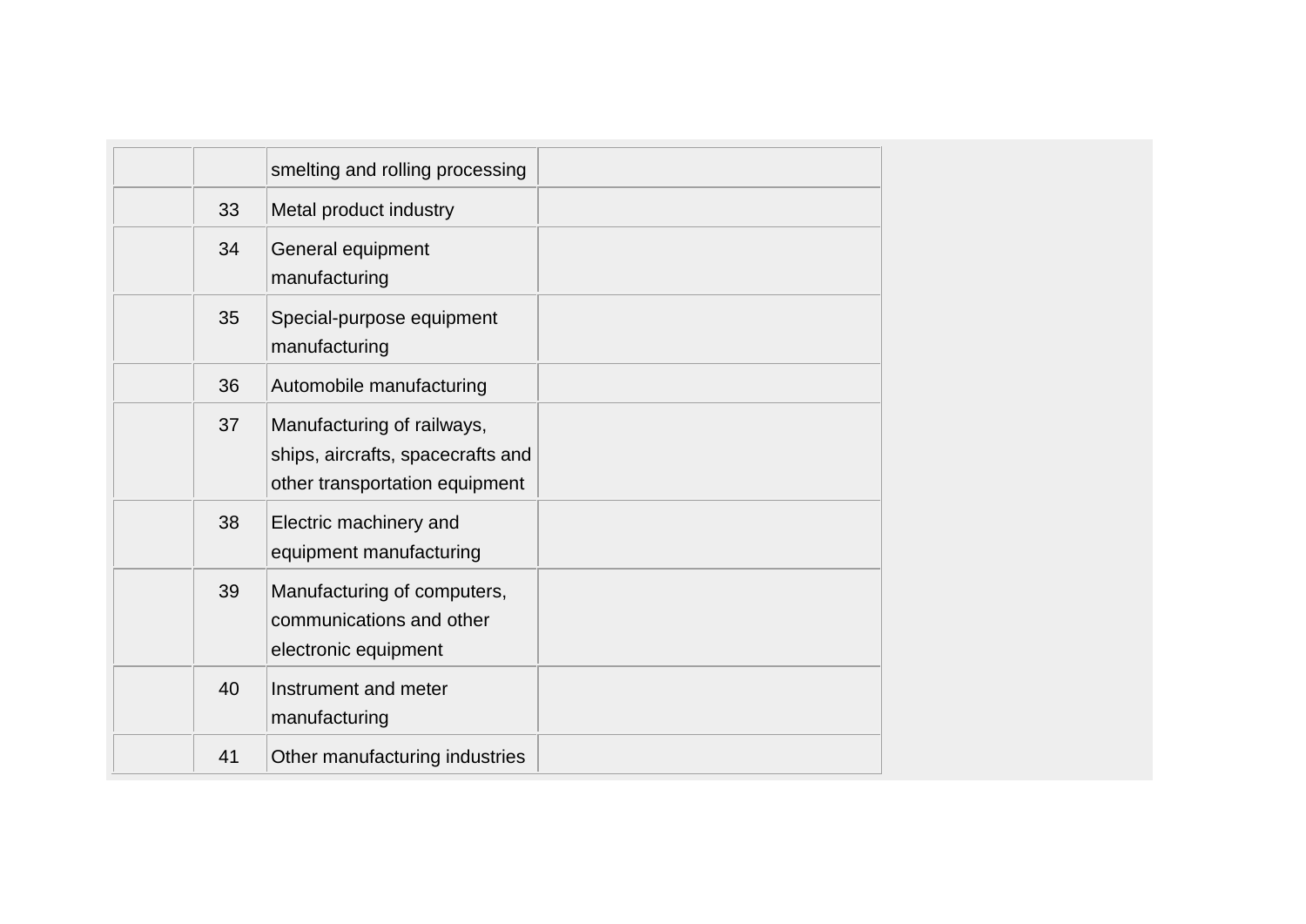| | | | |
|---|---|---|---|
| | | smelting and rolling processing | |
| | 33 | Metal product industry | |
| | 34 | General equipment manufacturing | |
| | 35 | Special-purpose equipment manufacturing | |
| | 36 | Automobile manufacturing | |
| | 37 | Manufacturing of railways, ships, aircrafts, spacecrafts and other transportation equipment | |
| | 38 | Electric machinery and equipment manufacturing | |
| | 39 | Manufacturing of computers, communications and other electronic equipment | |
| | 40 | Instrument and meter manufacturing | |
| | 41 | Other manufacturing industries | |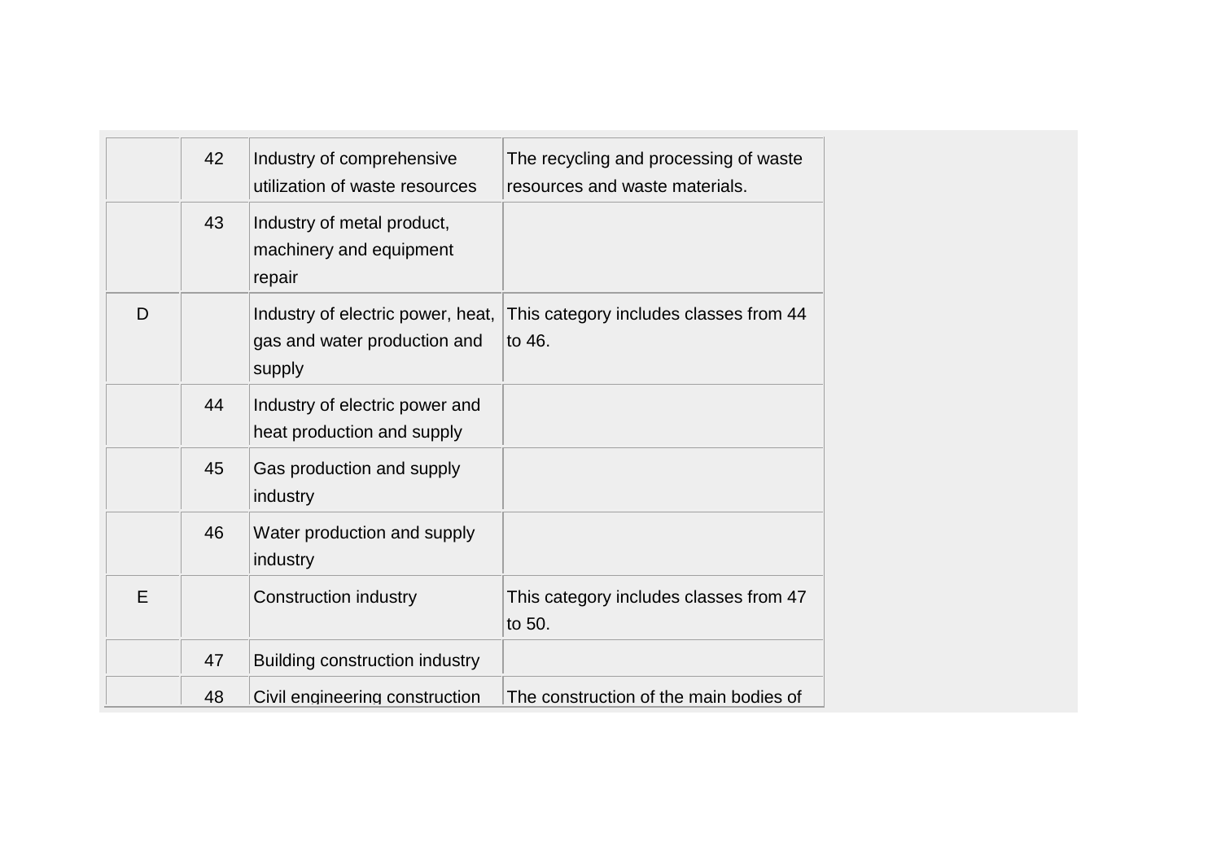| | | | |
|---|---|---|---|
| | 42 | Industry of comprehensive utilization of waste resources | The recycling and processing of waste resources and waste materials. |
| | 43 | Industry of metal product, machinery and equipment repair | |
| D | | Industry of electric power, heat, gas and water production and supply | This category includes classes from 44 to 46. |
| | 44 | Industry of electric power and heat production and supply | |
| | 45 | Gas production and supply industry | |
| | 46 | Water production and supply industry | |
| E | | Construction industry | This category includes classes from 47 to 50. |
| | 47 | Building construction industry | |
| | 48 | Civil engineering construction | The construction of the main bodies of |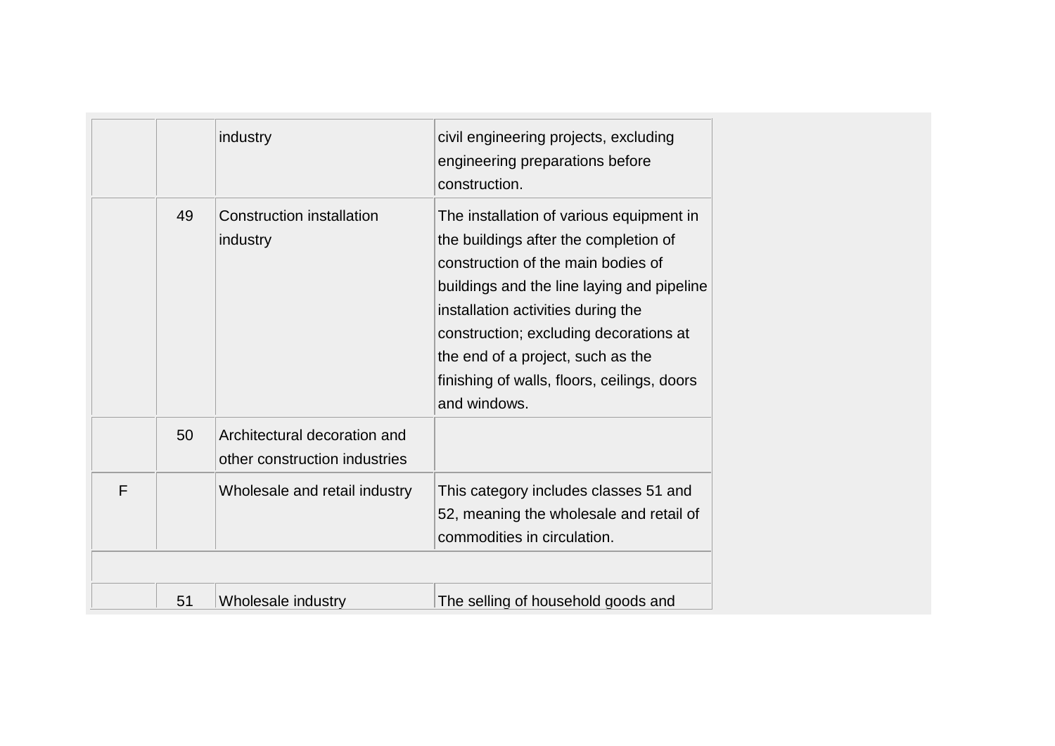| | | | |
|---|---|---|---|
| | | industry | civil engineering projects, excluding engineering preparations before construction. |
| | 49 | Construction installation industry | The installation of various equipment in the buildings after the completion of construction of the main bodies of buildings and the line laying and pipeline installation activities during the construction; excluding decorations at the end of a project, such as the finishing of walls, floors, ceilings, doors and windows. |
| | 50 | Architectural decoration and other construction industries | |
| F | | Wholesale and retail industry | This category includes classes 51 and 52, meaning the wholesale and retail of commodities in circulation. |
| | | | |
| | 51 | Wholesale industry | The selling of household goods and |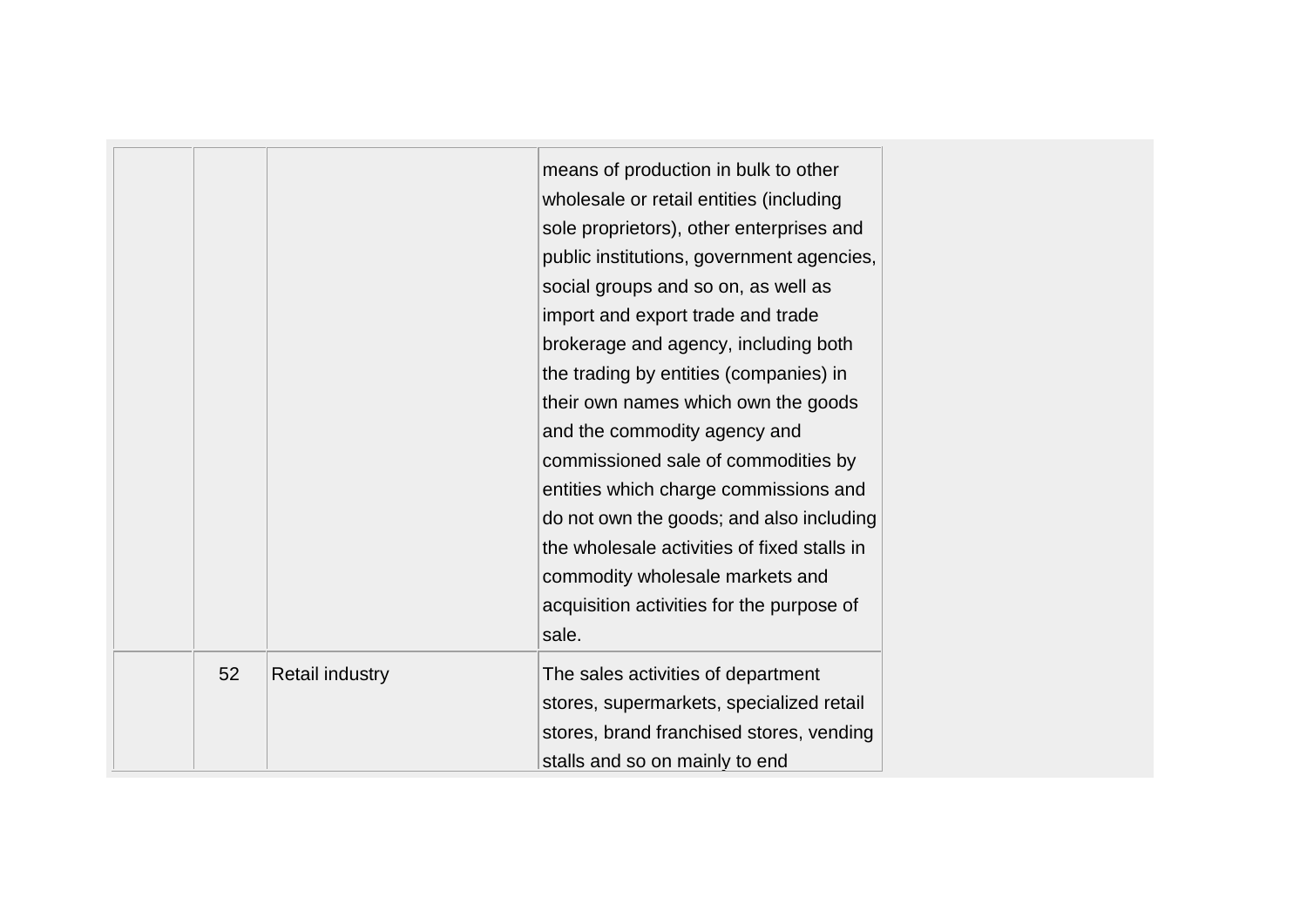| | | | |
|---|---|---|---|
| | | | means of production in bulk to other wholesale or retail entities (including sole proprietors), other enterprises and public institutions, government agencies, social groups and so on, as well as import and export trade and trade brokerage and agency, including both the trading by entities (companies) in their own names which own the goods and the commodity agency and commissioned sale of commodities by entities which charge commissions and do not own the goods; and also including the wholesale activities of fixed stalls in commodity wholesale markets and acquisition activities for the purpose of sale. |
| | 52 | Retail industry | The sales activities of department stores, supermarkets, specialized retail stores, brand franchised stores, vending stalls and so on mainly to end |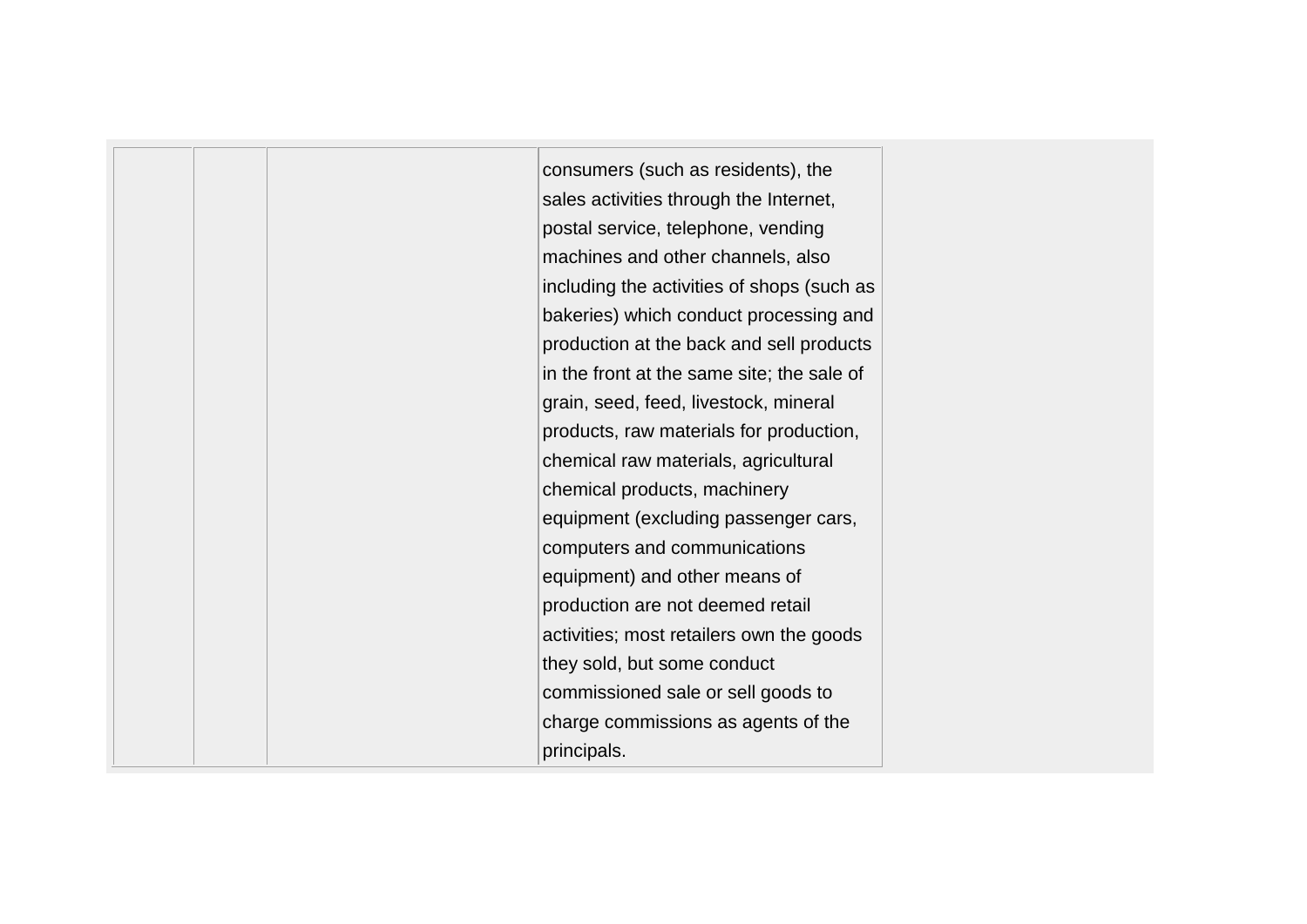| | | | |
|---|---|---|---|
| | | | consumers (such as residents), the sales activities through the Internet, postal service, telephone, vending machines and other channels, also including the activities of shops (such as bakeries) which conduct processing and production at the back and sell products in the front at the same site; the sale of grain, seed, feed, livestock, mineral products, raw materials for production, chemical raw materials, agricultural chemical products, machinery equipment (excluding passenger cars, computers and communications equipment) and other means of production are not deemed retail activities; most retailers own the goods they sold, but some conduct commissioned sale or sell goods to charge commissions as agents of the principals. |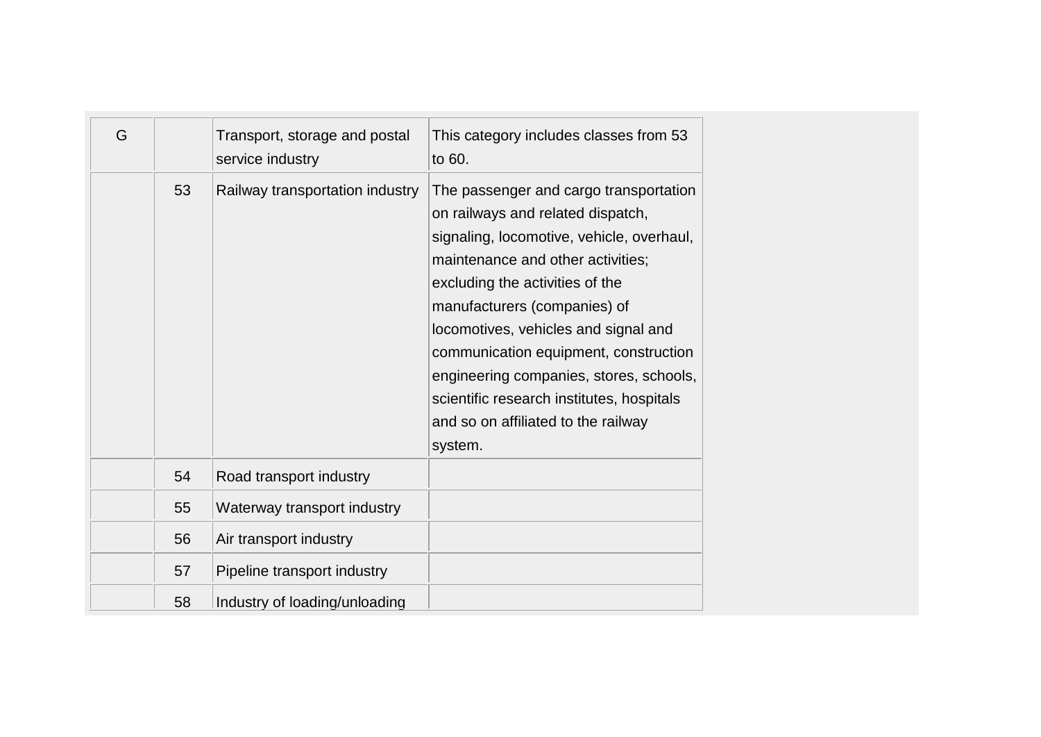| | | | |
|---|---|---|---|
| G | | Transport, storage and postal service industry | This category includes classes from 53 to 60. |
| | 53 | Railway transportation industry | The passenger and cargo transportation on railways and related dispatch, signaling, locomotive, vehicle, overhaul, maintenance and other activities; excluding the activities of the manufacturers (companies) of locomotives, vehicles and signal and communication equipment, construction engineering companies, stores, schools, scientific research institutes, hospitals and so on affiliated to the railway system. |
| | 54 | Road transport industry | |
| | 55 | Waterway transport industry | |
| | 56 | Air transport industry | |
| | 57 | Pipeline transport industry | |
| | 58 | Industry of loading/unloading | |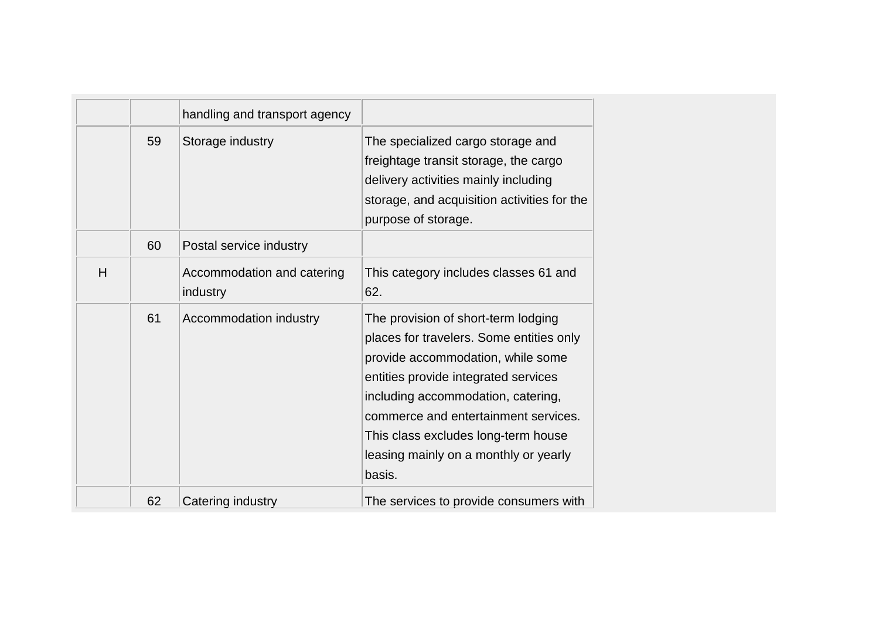| | | | |
|---|---|---|---|
| | | handling and transport agency | |
| | 59 | Storage industry | The specialized cargo storage and freightage transit storage, the cargo delivery activities mainly including storage, and acquisition activities for the purpose of storage. |
| | 60 | Postal service industry | |
| H | | Accommodation and catering industry | This category includes classes 61 and 62. |
| | 61 | Accommodation industry | The provision of short-term lodging places for travelers. Some entities only provide accommodation, while some entities provide integrated services including accommodation, catering, commerce and entertainment services. This class excludes long-term house leasing mainly on a monthly or yearly basis. |
| | 62 | Catering industry | The services to provide consumers with |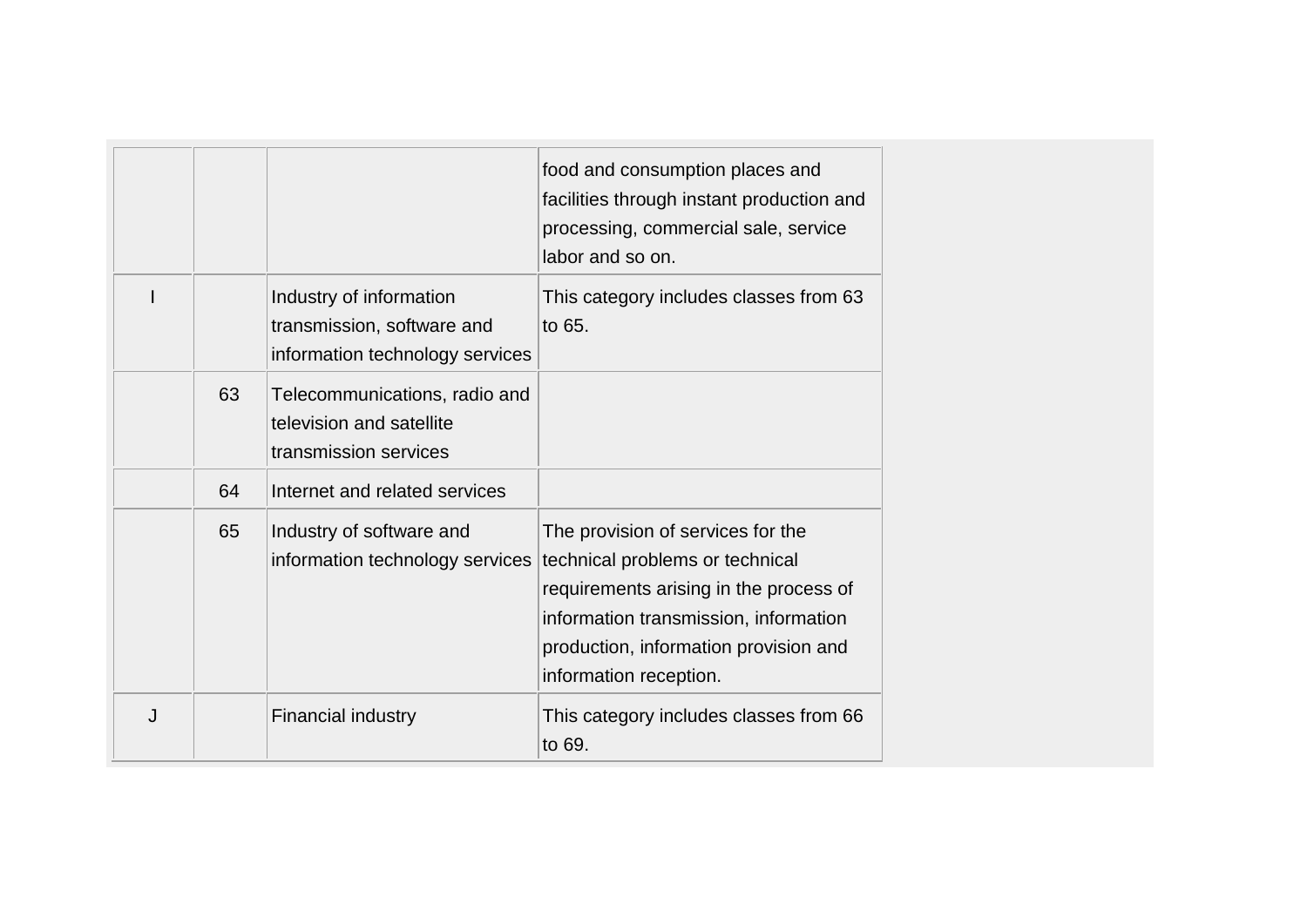| | | | |
|---|---|---|---|
| | | | food and consumption places and facilities through instant production and processing, commercial sale, service labor and so on. |
| I | | Industry of information transmission, software and information technology services | This category includes classes from 63 to 65. |
| | 63 | Telecommunications, radio and television and satellite transmission services | |
| | 64 | Internet and related services | |
| | 65 | Industry of software and information technology services | The provision of services for the technical problems or technical requirements arising in the process of information transmission, information production, information provision and information reception. |
| J | | Financial industry | This category includes classes from 66 to 69. |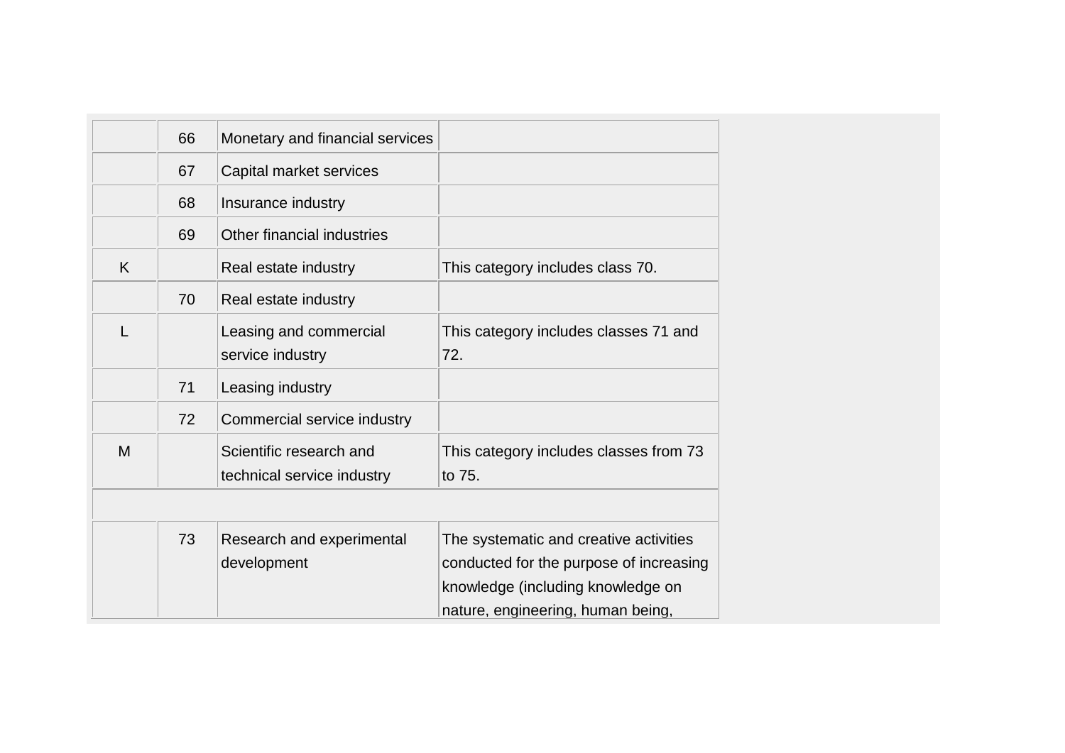| | | | |
|---|---|---|---|
| | 66 | Monetary and financial services | |
| | 67 | Capital market services | |
| | 68 | Insurance industry | |
| | 69 | Other financial industries | |
| K | | Real estate industry | This category includes class 70. |
| | 70 | Real estate industry | |
| L | | Leasing and commercial service industry | This category includes classes 71 and 72. |
| | 71 | Leasing industry | |
| | 72 | Commercial service industry | |
| M | | Scientific research and technical service industry | This category includes classes from 73 to 75. |
| | | | |
| | 73 | Research and experimental development | The systematic and creative activities conducted for the purpose of increasing knowledge (including knowledge on nature, engineering, human being, |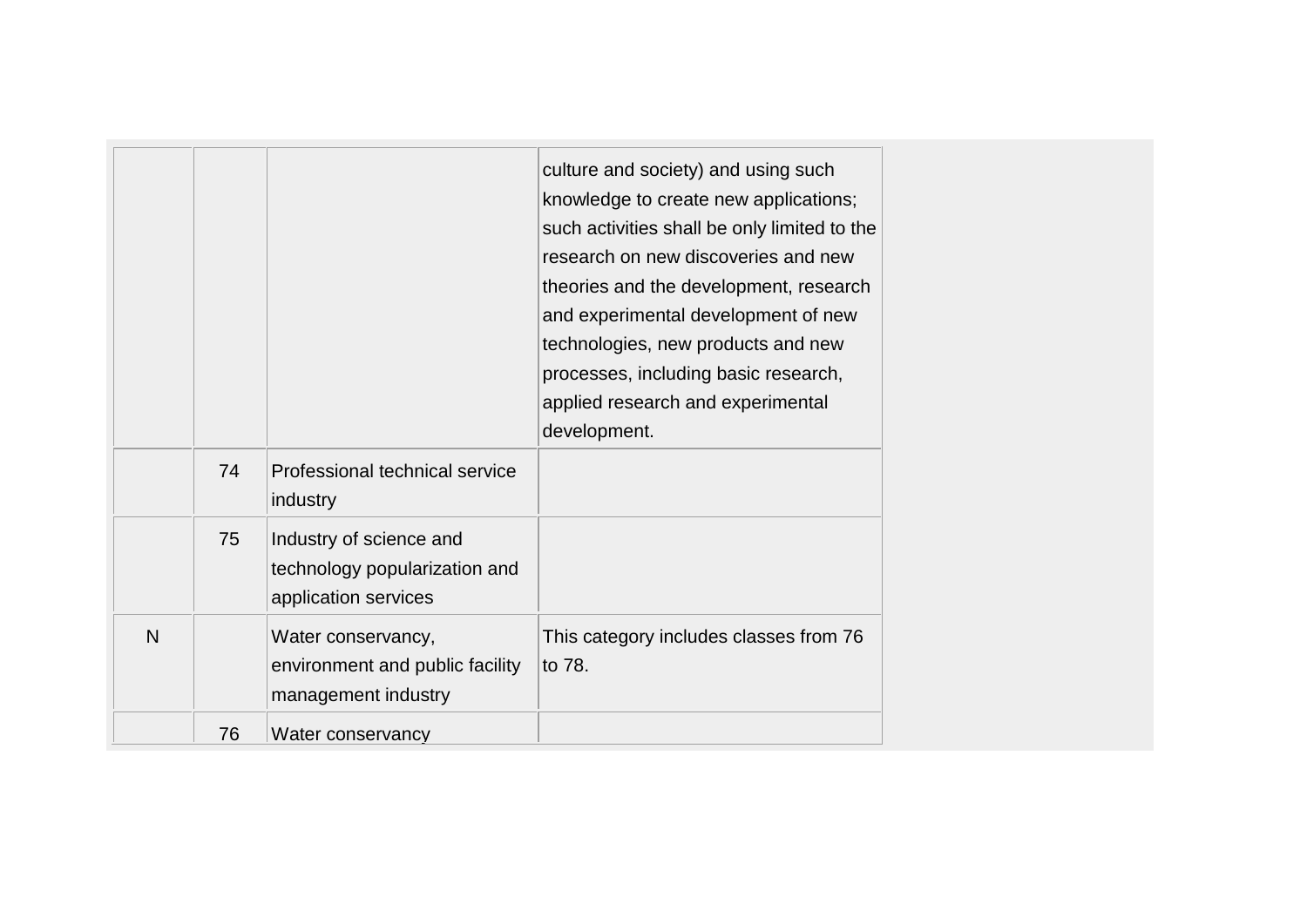|  |  |  |  |
|---|---|---|---|
|  |  |  | culture and society) and using such knowledge to create new applications; such activities shall be only limited to the research on new discoveries and new theories and the development, research and experimental development of new technologies, new products and new processes, including basic research, applied research and experimental development. |
|  | 74 | Professional technical service industry |  |
|  | 75 | Industry of science and technology popularization and application services |  |
| N |  | Water conservancy, environment and public facility management industry | This category includes classes from 76 to 78. |
|  | 76 | Water conservancy |  |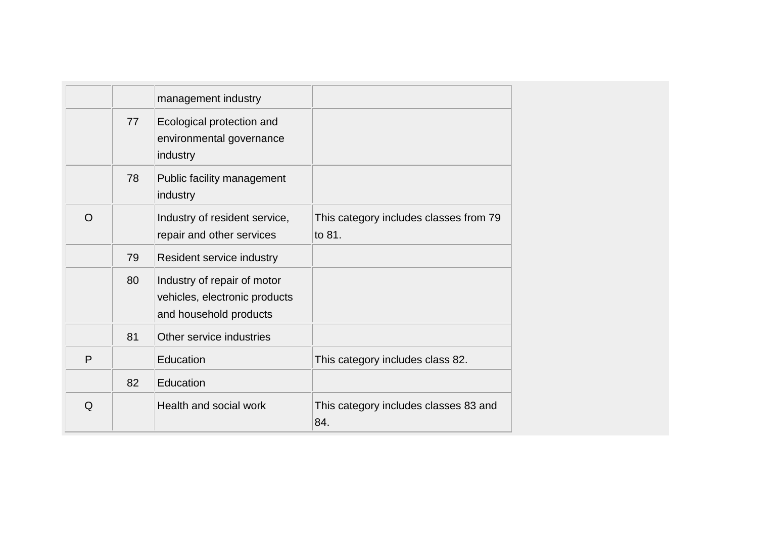| | | management industry | |
|---|---|---|---|
| | 77 | Ecological protection and environmental governance industry | |
| | 78 | Public facility management industry | |
| O | | Industry of resident service, repair and other services | This category includes classes from 79 to 81. |
| | 79 | Resident service industry | |
| | 80 | Industry of repair of motor vehicles, electronic products and household products | |
| | 81 | Other service industries | |
| P | | Education | This category includes class 82. |
| | 82 | Education | |
| Q | | Health and social work | This category includes classes 83 and 84. |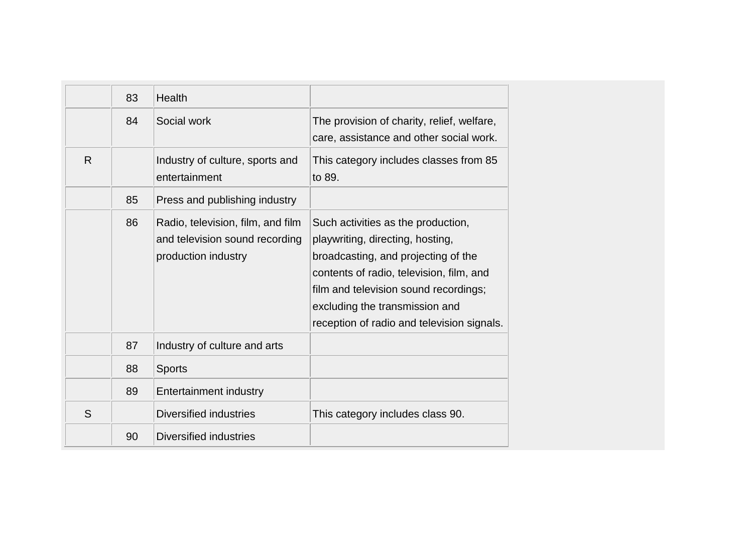| | | | |
|---|---|---|---|
| | 83 | Health | |
| | 84 | Social work | The provision of charity, relief, welfare, care, assistance and other social work. |
| R | | Industry of culture, sports and entertainment | This category includes classes from 85 to 89. |
| | 85 | Press and publishing industry | |
| | 86 | Radio, television, film, and film and television sound recording production industry | Such activities as the production, playwriting, directing, hosting, broadcasting, and projecting of the contents of radio, television, film, and film and television sound recordings; excluding the transmission and reception of radio and television signals. |
| | 87 | Industry of culture and arts | |
| | 88 | Sports | |
| | 89 | Entertainment industry | |
| S | | Diversified industries | This category includes class 90. |
| | 90 | Diversified industries | |